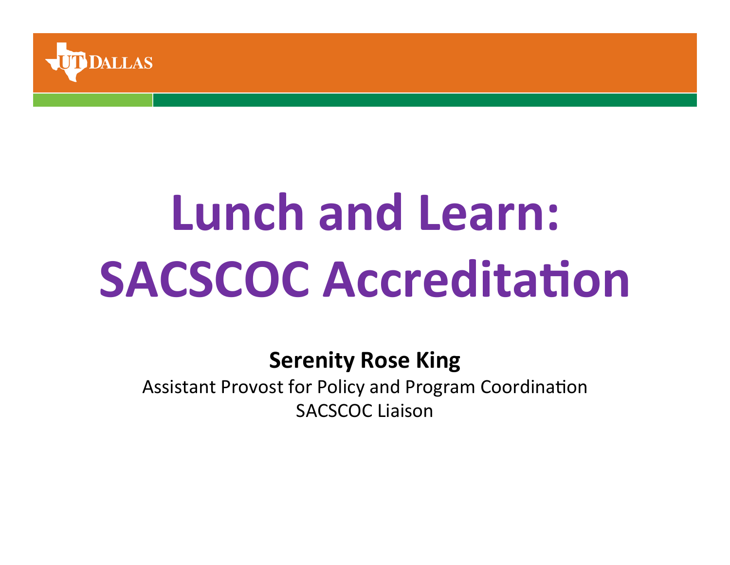# Lunch and Learn: SACSCOC Accreditation

**Serenity Rose King**

Assistant Provost for Policy and Program Coordination

SACSCOC Liaison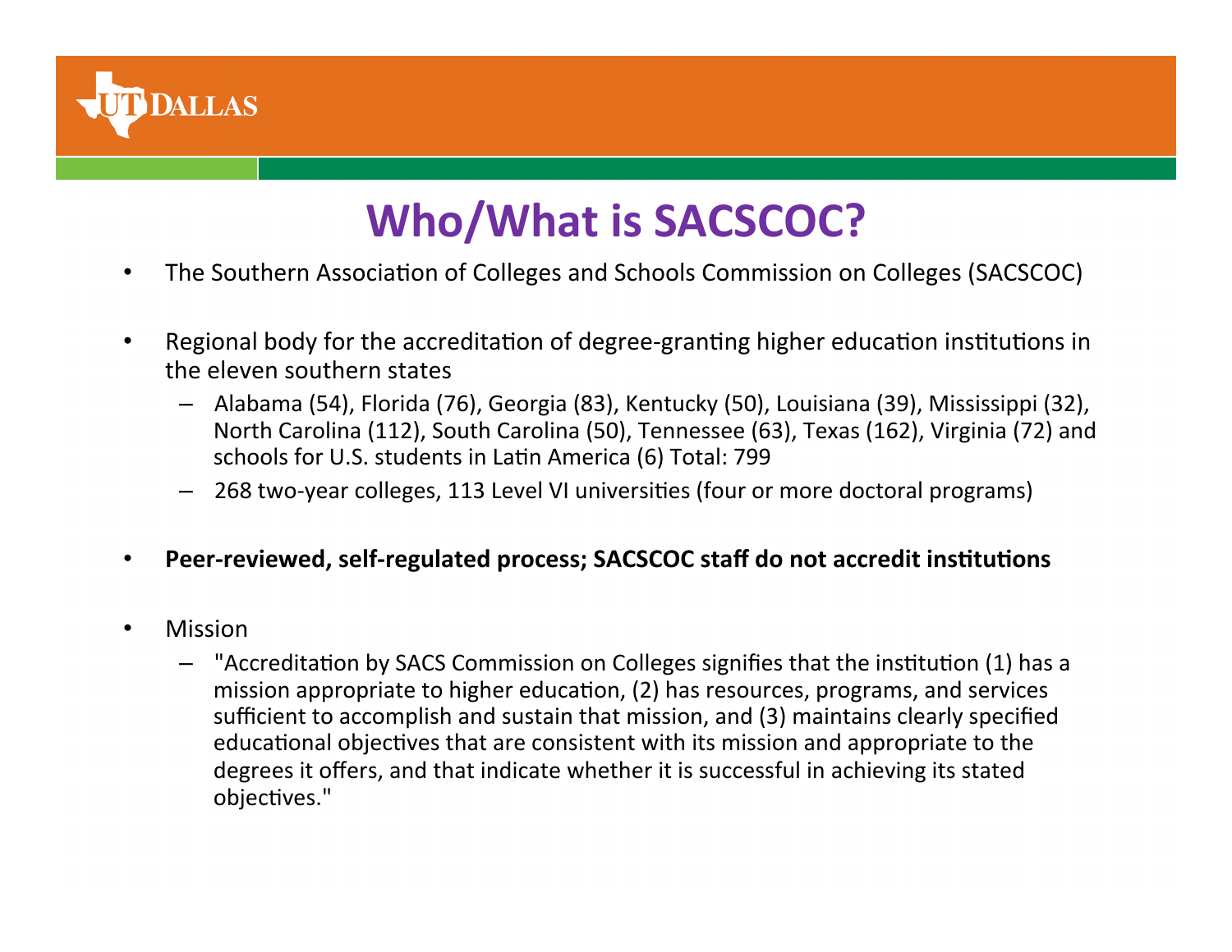# Who/What is SACSCOC?

- The Southern Association of Colleges and Schools Commission on Colleges (SACSCOC)

- Regional body for the accreditation of degree-granting higher education institutions in the eleven southern states
  - Alabama (54), Florida (76), Georgia (83), Kentucky (50), Louisiana (39), Mississippi (32), North Carolina (112), South Carolina (50), Tennessee (63), Texas (162), Virginia (72) and schools for U.S. students in Latin America (6) Total: 799
  - 268 two-year colleges, 113 Level VI universities (four or more doctoral programs)

- **Peer-reviewed, self-regulated process; SACSCOC staff do not accredit institutions**

- Mission
  - "Accreditation by SACS Commission on Colleges signifies that the institution (1) has a mission appropriate to higher education, (2) has resources, programs, and services sufficient to accomplish and sustain that mission, and (3) maintains clearly specified educational objectives that are consistent with its mission and appropriate to the degrees it offers, and that indicate whether it is successful in achieving its stated objectives."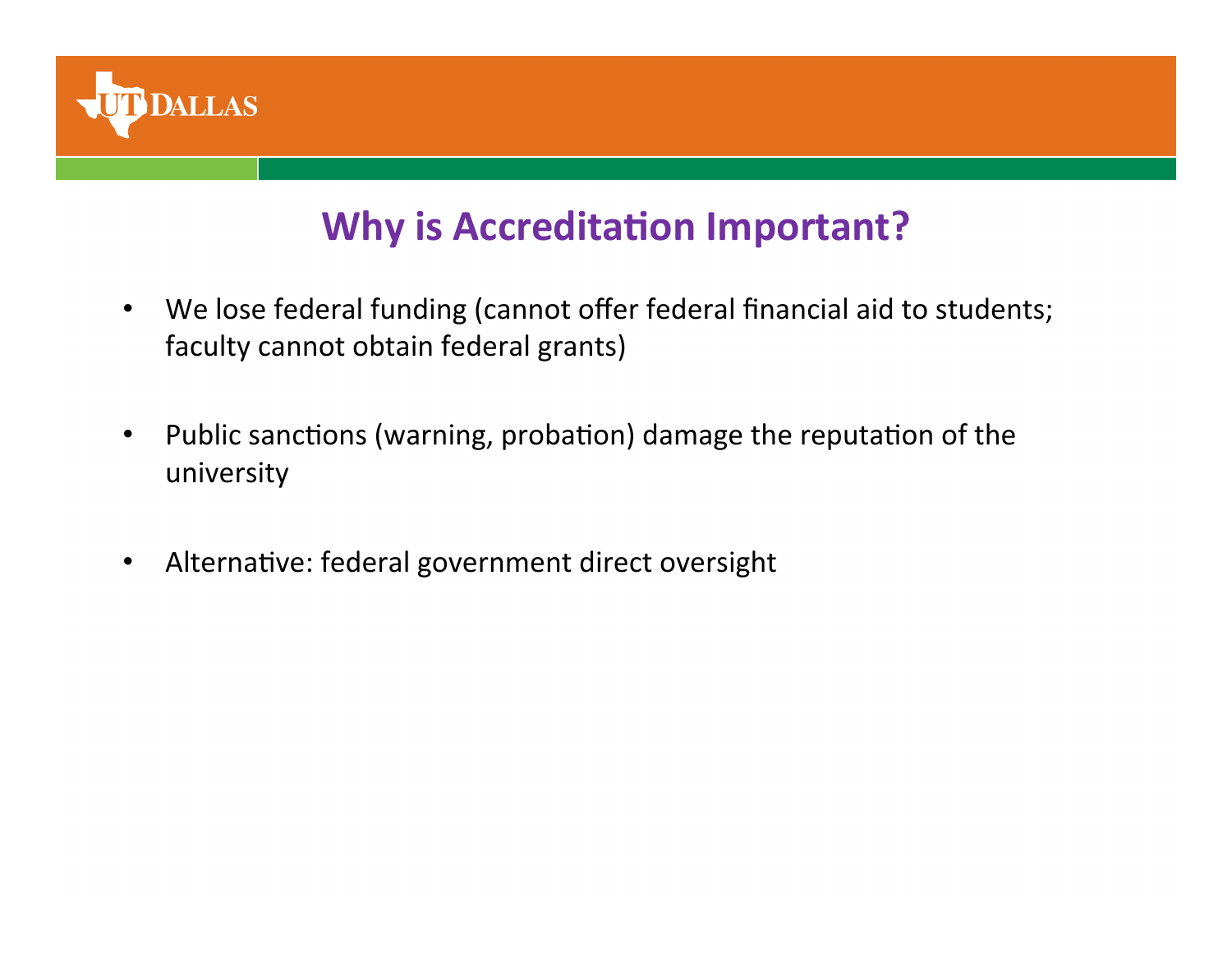# Why is Accreditation Important?

- We lose federal funding (cannot offer federal financial aid to students; faculty cannot obtain federal grants)
- Public sanctions (warning, probation) damage the reputation of the university
- Alternative: federal government direct oversight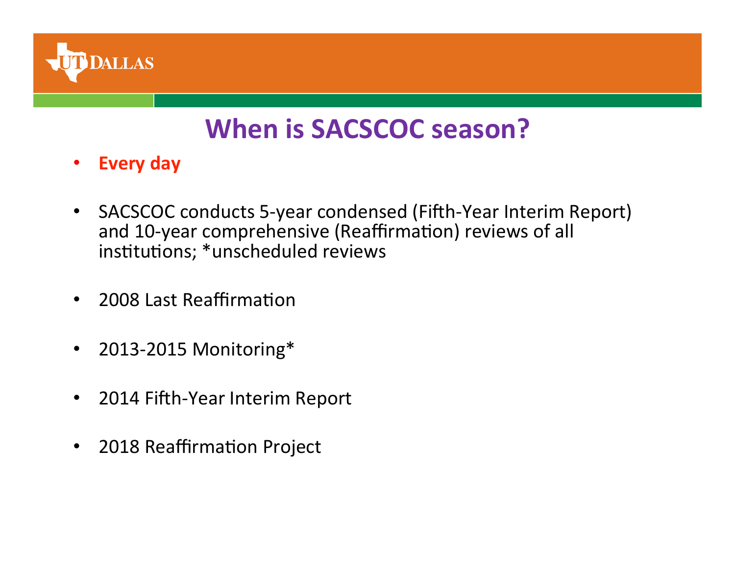# When is SACSCOC season?

- **Every day**
- SACSCOC conducts 5-year condensed (Fifth-Year Interim Report) and 10-year comprehensive (Reaffirmation) reviews of all institutions; *unscheduled reviews
- 2008 Last Reaffirmation
- 2013-2015 Monitoring*
- 2014 Fifth-Year Interim Report
- 2018 Reaffirmation Project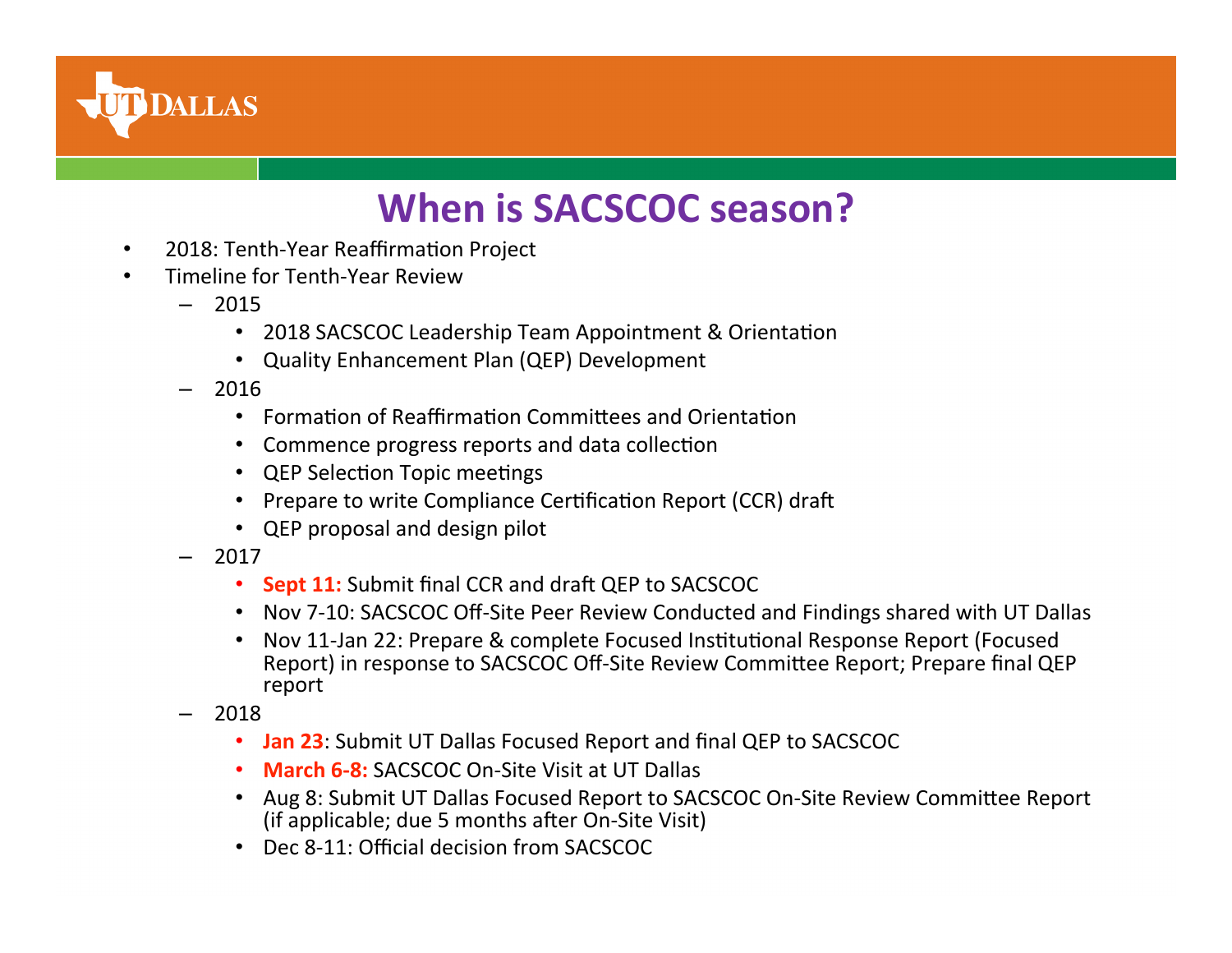# When is SACSCOC season?

- 2018: Tenth-Year Reaffirmation Project
- Timeline for Tenth-Year Review
  - 2015
    - 2018 SACSCOC Leadership Team Appointment & Orientation
    - Quality Enhancement Plan (QEP) Development
  - 2016
    - Formation of Reaffirmation Committees and Orientation
    - Commence progress reports and data collection
    - QEP Selection Topic meetings
    - Prepare to write Compliance Certification Report (CCR) draft
    - QEP proposal and design pilot
  - 2017
    - **Sept 11:** Submit final CCR and draft QEP to SACSCOC
    - Nov 7-10: SACSCOC Off-Site Peer Review Conducted and Findings shared with UT Dallas
    - Nov 11-Jan 22: Prepare & complete Focused Institutional Response Report (Focused Report) in response to SACSCOC Off-Site Review Committee Report; Prepare final QEP report
  - 2018
    - **Jan 23**: Submit UT Dallas Focused Report and final QEP to SACSCOC
    - **March 6-8:** SACSCOC On-Site Visit at UT Dallas
    - Aug 8: Submit UT Dallas Focused Report to SACSCOC On-Site Review Committee Report (if applicable; due 5 months after On-Site Visit)
    - Dec 8-11: Official decision from SACSCOC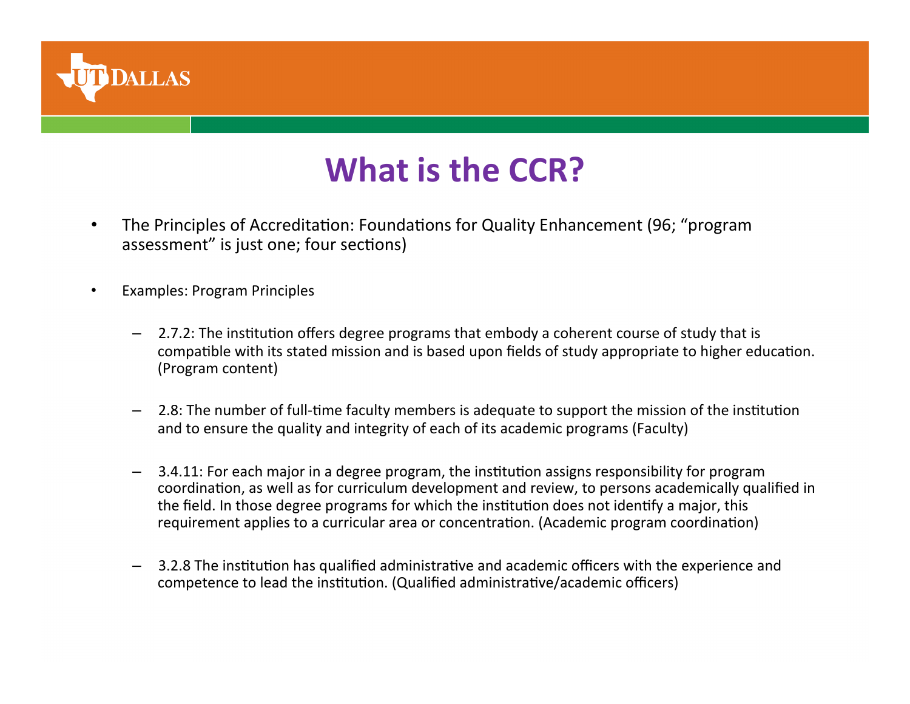# What is the CCR?

- The Principles of Accreditation: Foundations for Quality Enhancement (96; "program assessment" is just one; four sections)

- Examples: Program Principles

  - 2.7.2: The institution offers degree programs that embody a coherent course of study that is compatible with its stated mission and is based upon fields of study appropriate to higher education. (Program content)

  - 2.8: The number of full-time faculty members is adequate to support the mission of the institution and to ensure the quality and integrity of each of its academic programs (Faculty)

  - 3.4.11: For each major in a degree program, the institution assigns responsibility for program coordination, as well as for curriculum development and review, to persons academically qualified in the field. In those degree programs for which the institution does not identify a major, this requirement applies to a curricular area or concentration. (Academic program coordination)

  - 3.2.8 The institution has qualified administrative and academic officers with the experience and competence to lead the institution. (Qualified administrative/academic officers)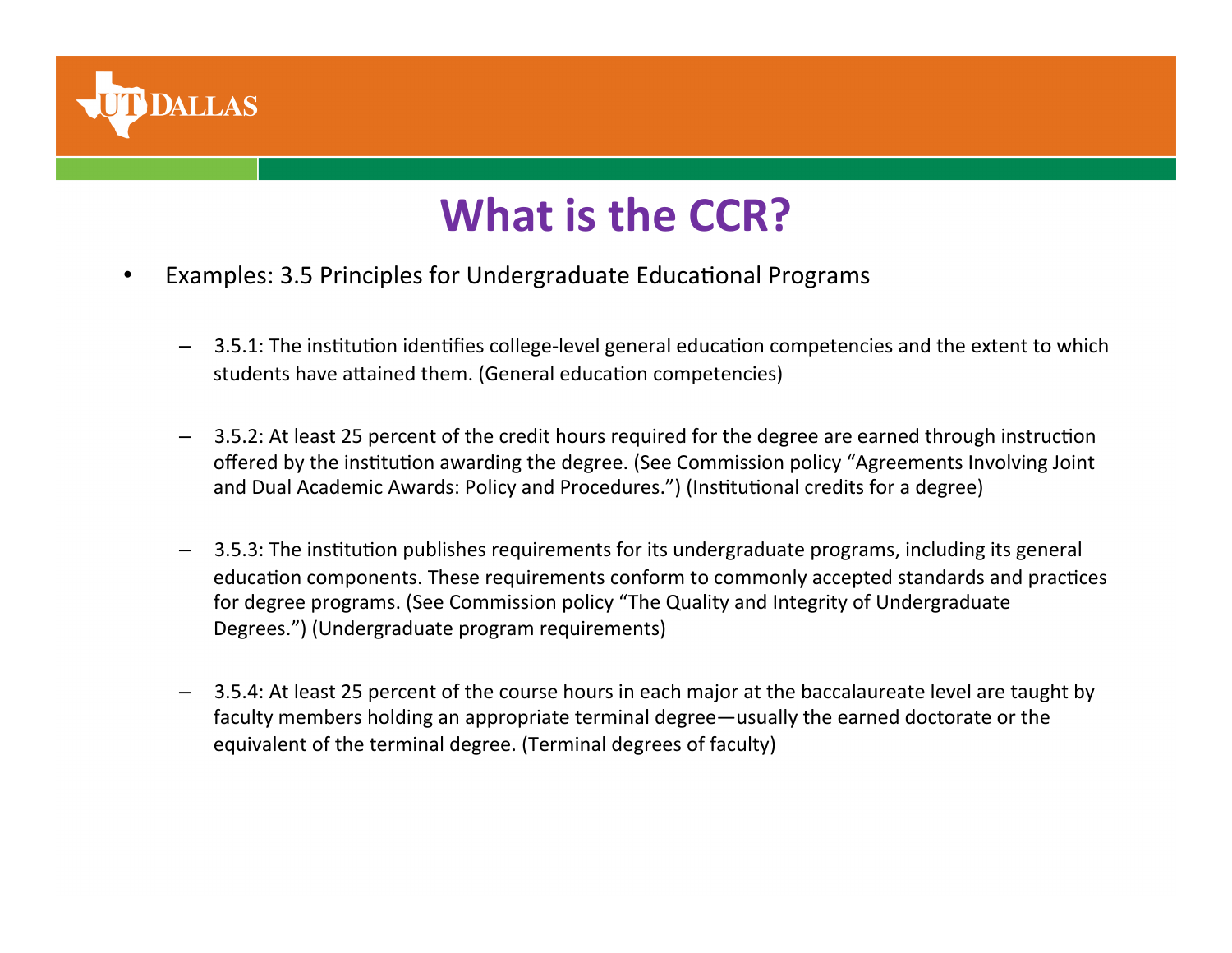# What is the CCR?

- Examples: 3.5 Principles for Undergraduate Educational Programs
  - 3.5.1: The institution identifies college-level general education competencies and the extent to which students have attained them. (General education competencies)
  - 3.5.2: At least 25 percent of the credit hours required for the degree are earned through instruction offered by the institution awarding the degree. (See Commission policy "Agreements Involving Joint and Dual Academic Awards: Policy and Procedures.") (Institutional credits for a degree)
  - 3.5.3: The institution publishes requirements for its undergraduate programs, including its general education components. These requirements conform to commonly accepted standards and practices for degree programs. (See Commission policy "The Quality and Integrity of Undergraduate Degrees.") (Undergraduate program requirements)
  - 3.5.4: At least 25 percent of the course hours in each major at the baccalaureate level are taught by faculty members holding an appropriate terminal degree—usually the earned doctorate or the equivalent of the terminal degree. (Terminal degrees of faculty)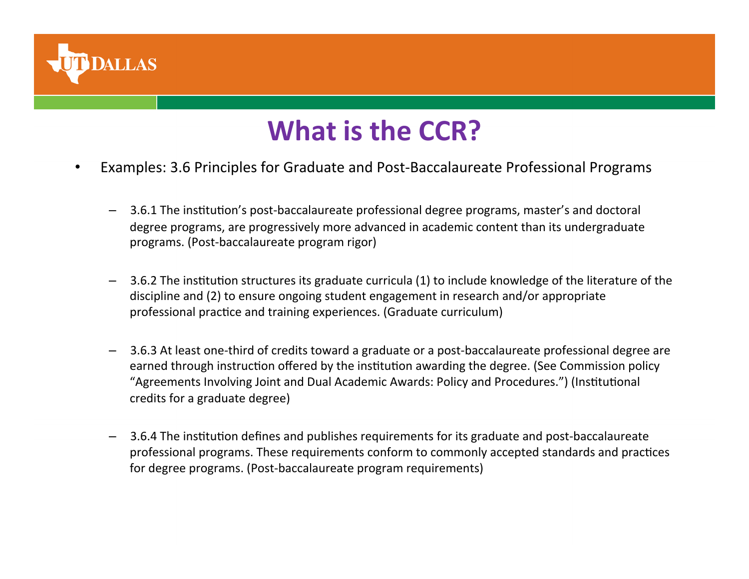# What is the CCR?

- Examples: 3.6 Principles for Graduate and Post-Baccalaureate Professional Programs
  - 3.6.1 The institution's post-baccalaureate professional degree programs, master's and doctoral degree programs, are progressively more advanced in academic content than its undergraduate programs. (Post-baccalaureate program rigor)
  - 3.6.2 The institution structures its graduate curricula (1) to include knowledge of the literature of the discipline and (2) to ensure ongoing student engagement in research and/or appropriate professional practice and training experiences. (Graduate curriculum)
  - 3.6.3 At least one-third of credits toward a graduate or a post-baccalaureate professional degree are earned through instruction offered by the institution awarding the degree. (See Commission policy "Agreements Involving Joint and Dual Academic Awards: Policy and Procedures.") (Institutional credits for a graduate degree)
  - 3.6.4 The institution defines and publishes requirements for its graduate and post-baccalaureate professional programs. These requirements conform to commonly accepted standards and practices for degree programs. (Post-baccalaureate program requirements)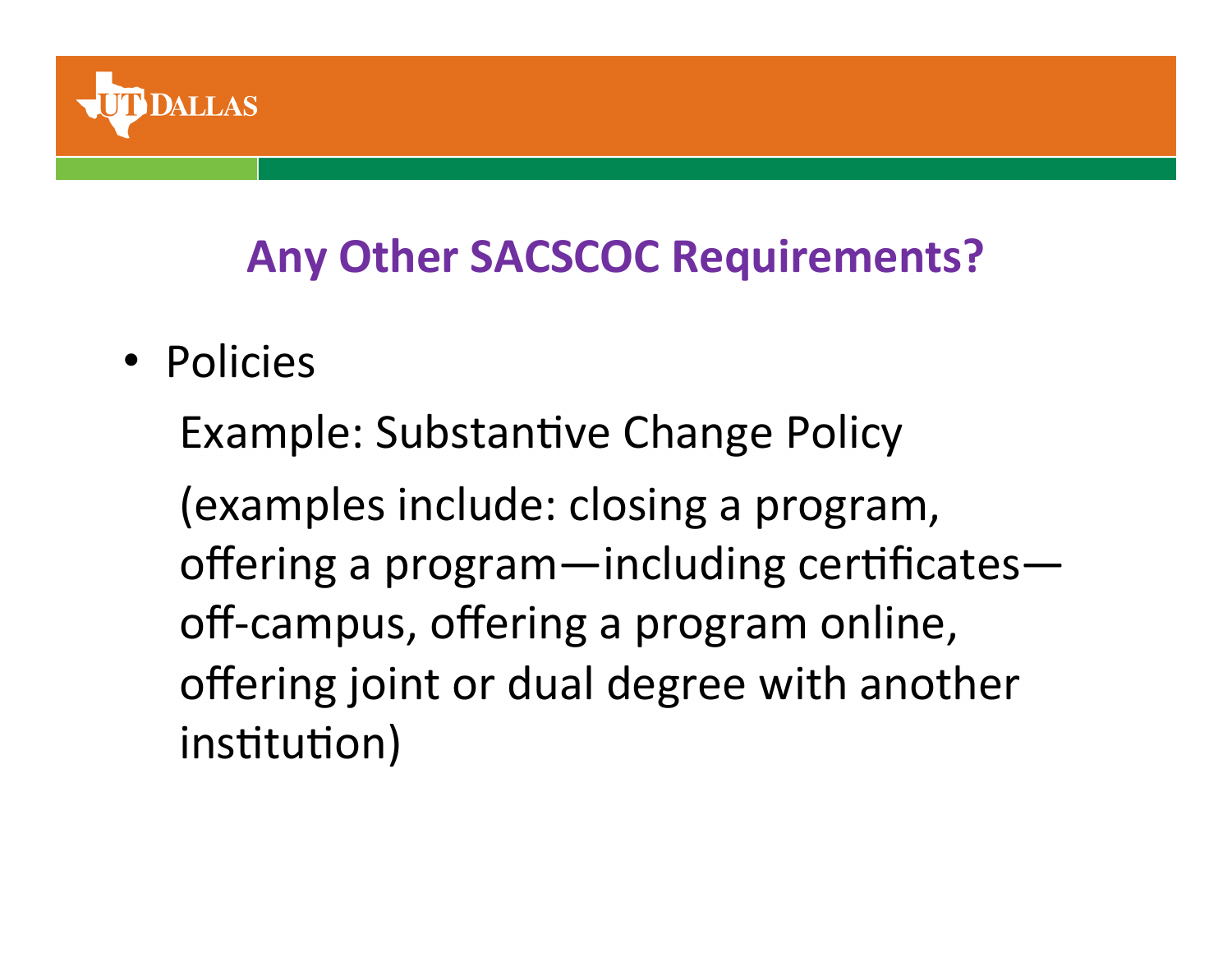## Any Other SACSCOC Requirements?

- Policies

  Example: Substantive Change Policy

  (examples include: closing a program, offering a program—including certificates—off-campus, offering a program online, offering joint or dual degree with another institution)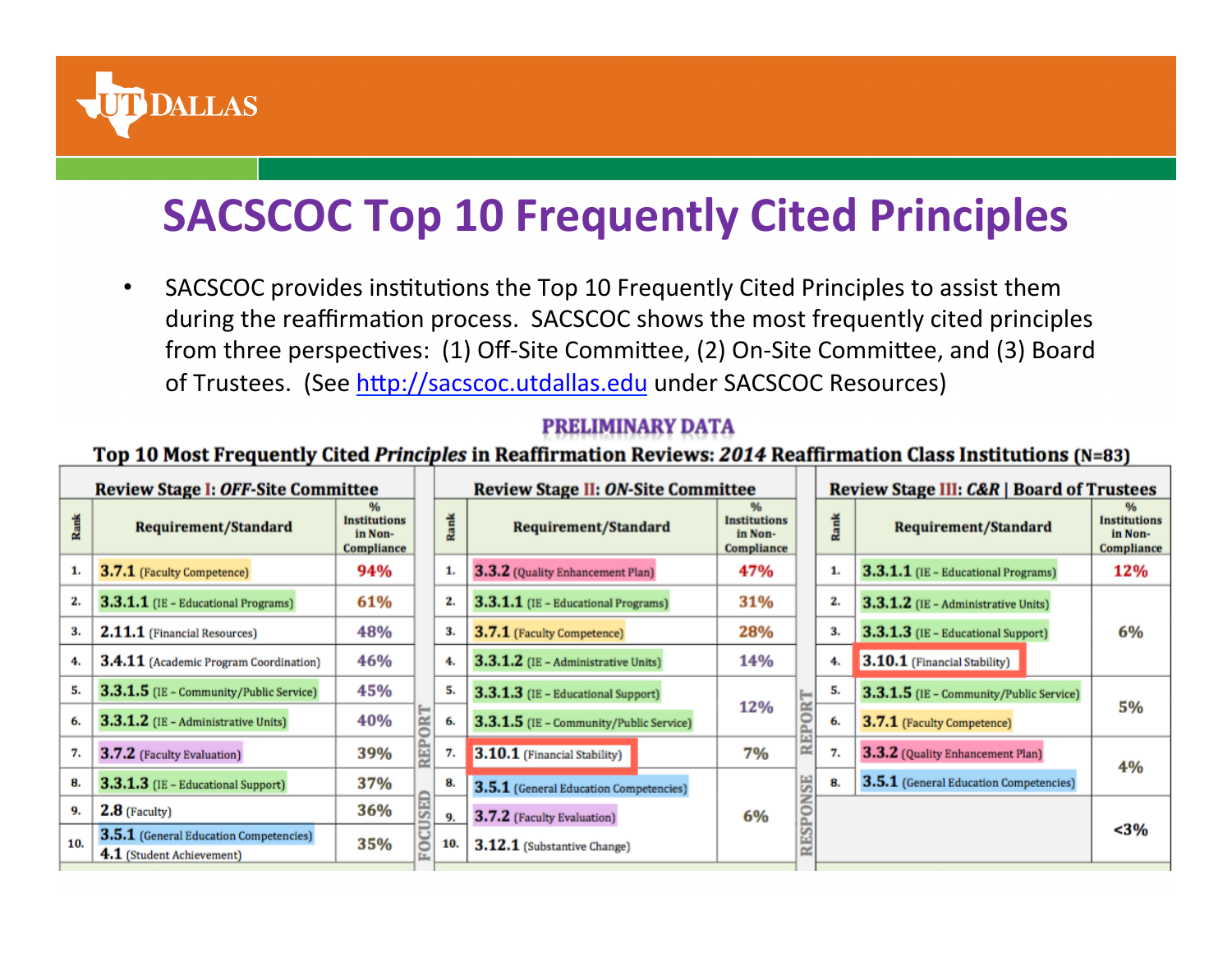# SACSCOC Top 10 Frequently Cited Principles

- SACSCOC provides institutions the Top 10 Frequently Cited Principles to assist them during the reaffirmation process. SACSCOC shows the most frequently cited principles from three perspectives: (1) Off-Site Committee, (2) On-Site Committee, and (3) Board of Trustees. (See http://sacscoc.utdallas.edu under SACSCOC Resources)

**PRELIMINARY DATA**

**Top 10 Most Frequently Cited *Principles* in Reaffirmation Reviews: *2014* Reaffirmation Class Institutions (N=83)**

**Review Stage I: *OFF*-Site Committee**

| Rank | Requirement/Standard | % Institutions in Non-Compliance |
|---|---|---|
| 1. | **3.7.1** (Faculty Competence) | 94% |
| 2. | **3.3.1.1** (IE - Educational Programs) | 61% |
| 3. | **2.11.1** (Financial Resources) | 48% |
| 4. | **3.4.11** (Academic Program Coordination) | 46% |
| 5. | **3.3.1.5** (IE - Community/Public Service) | 45% |
| 6. | **3.3.1.2** (IE - Administrative Units) | 40% |
| 7. | **3.7.2** (Faculty Evaluation) | 39% |
| 8. | **3.3.1.3** (IE - Educational Support) | 37% |
| 9. | **2.8** (Faculty) | 36% |
| 10. | **3.5.1** (General Education Competencies) **4.1** (Student Achievement) | 35% |

FOCUSED REPORT

**Review Stage II: *ON*-Site Committee**

| Rank | Requirement/Standard | % Institutions in Non-Compliance |
|---|---|---|
| 1. | **3.3.2** (Quality Enhancement Plan) | 47% |
| 2. | **3.3.1.1** (IE - Educational Programs) | 31% |
| 3. | **3.7.1** (Faculty Competence) | 28% |
| 4. | **3.3.1.2** (IE - Administrative Units) | 14% |
| 5. | **3.3.1.3** (IE - Educational Support) | 12% |
| 6. | **3.3.1.5** (IE - Community/Public Service) | |
| 7. | **3.10.1** (Financial Stability) | 7% |
| 8. | **3.5.1** (General Education Competencies) | 6% |
| 9. | **3.7.2** (Faculty Evaluation) | |
| 10. | **3.12.1** (Substantive Change) | |

RESPONSE REPORT

**Review Stage III: *C&R* | Board of Trustees**

| Rank | Requirement/Standard | % Institutions in Non-Compliance |
|---|---|---|
| 1. | **3.3.1.1** (IE - Educational Programs) | 12% |
| 2. | **3.3.1.2** (IE - Administrative Units) | 6% |
| 3. | **3.3.1.3** (IE - Educational Support) | |
| 4. | **3.10.1** (Financial Stability) | |
| 5. | **3.3.1.5** (IE - Community/Public Service) | 5% |
| 6. | **3.7.1** (Faculty Competence) | |
| 7. | **3.3.2** (Quality Enhancement Plan) | 4% |
| 8. | **3.5.1** (General Education Competencies) | |
| | | <3% |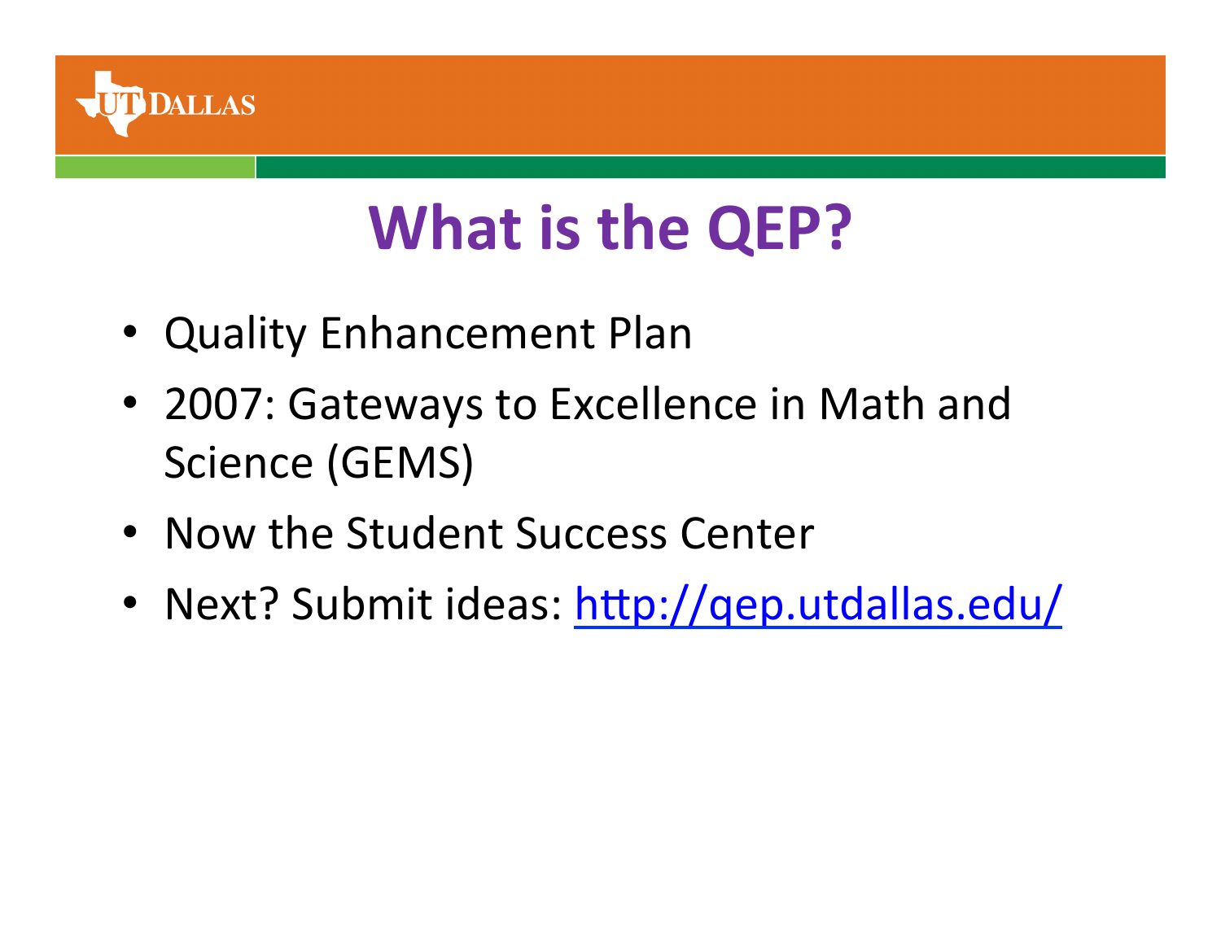# What is the QEP?

- Quality Enhancement Plan
- 2007: Gateways to Excellence in Math and Science (GEMS)
- Now the Student Success Center
- Next? Submit ideas: [http://qep.utdallas.edu/](http://qep.utdallas.edu/)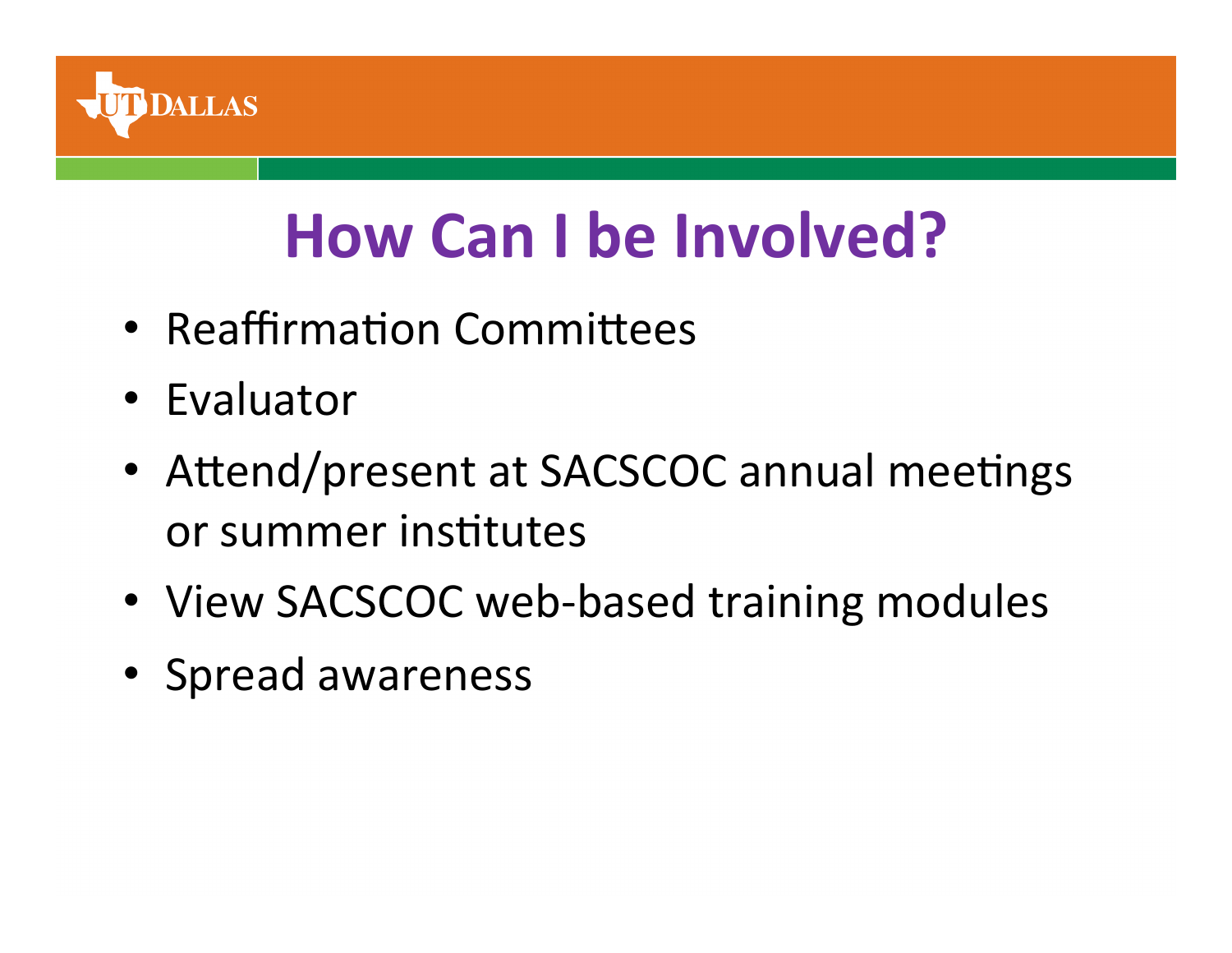# How Can I be Involved?

- Reaffirmation Committees
- Evaluator
- Attend/present at SACSCOC annual meetings or summer institutes
- View SACSCOC web-based training modules
- Spread awareness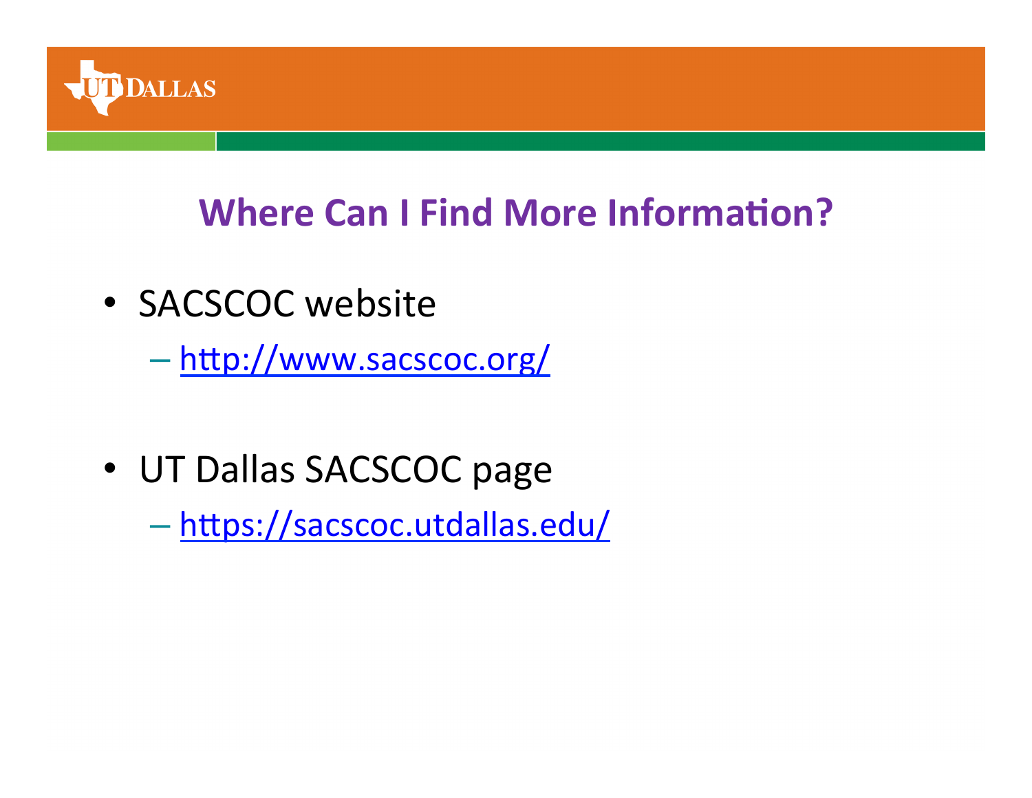## Where Can I Find More Information?

- SACSCOC website
  - http://www.sacscoc.org/

- UT Dallas SACSCOC page
  - https://sacscoc.utdallas.edu/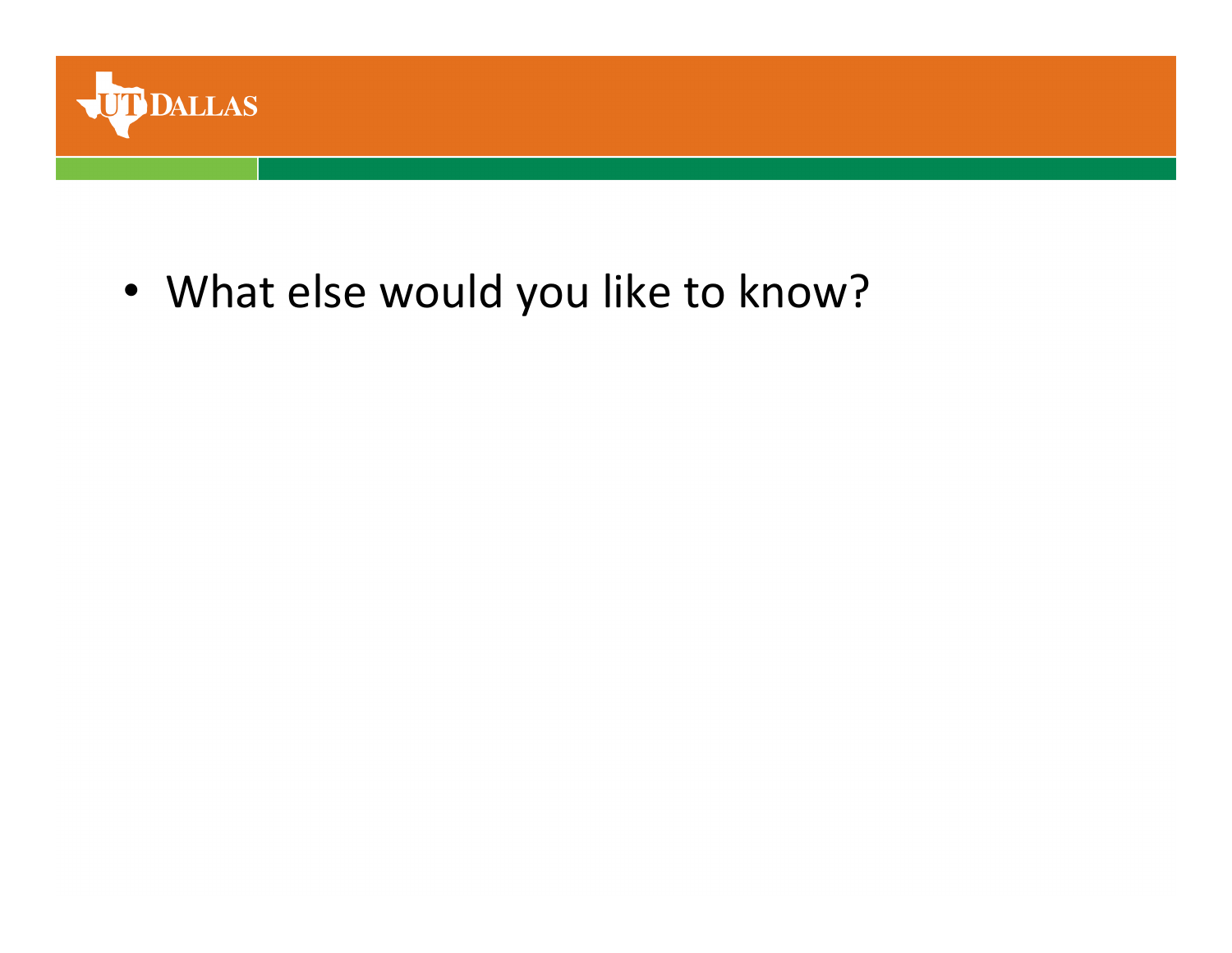- What else would you like to know?